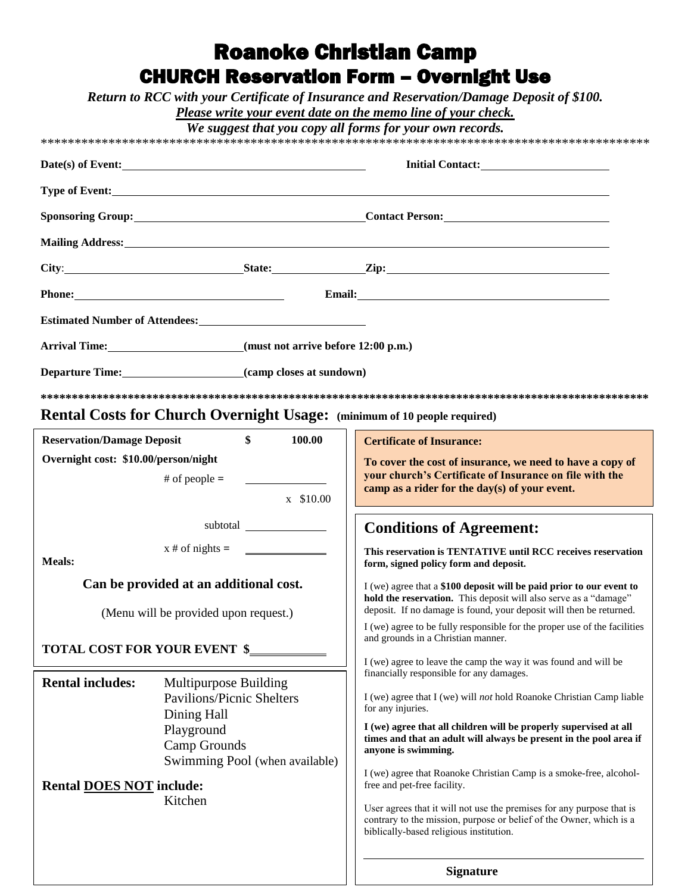# Roanoke Christian Camp

## CHURCH Reservation Form – Overnight Use

***Return to RCC with your Certificate of Insurance and Reservation/Damage Deposit of $100.***

***Please write your event date on the memo line of your check.***

***We suggest that you copy all forms for your own records.***

*******************************************************************************************

**Date(s) of Event:** ______________________________ **Initial Contact:** ____________________

**Type of Event:** ____________________________________________________________

**Sponsoring Group:** ______________________________ **Contact Person:** ____________________

**Mailing Address:** __________________________________________________________

**City:** ______________________ **State:** ____________ **Zip:** ______________________

**Phone:** __________________________ **Email:** __________________________________

**Estimated Number of Attendees:** ____________________

**Arrival Time:** ________________ **(must not arrive before 12:00 p.m.)**

**Departure Time:** ________________ **(camp closes at sundown)**

*******************************************************************************************

## Rental Costs for Church Overnight Usage: (minimum of 10 people required)

**Reservation/Damage Deposit** **$** **100.00**

**Overnight cost: $10.00/person/night**

# of people = __________

x $10.00

subtotal __________

x # of nights = __________

**Meals:**

**Can be provided at an additional cost.**

(Menu will be provided upon request.)

**TOTAL COST FOR YOUR EVENT $** __________

**Rental includes:**
- Multipurpose Building
- Pavilions/Picnic Shelters
- Dining Hall
- Playground
- Camp Grounds
- Swimming Pool (when available)

**Rental DOES NOT include:**
- Kitchen

**Certificate of Insurance:**

**To cover the cost of insurance, we need to have a copy of your church's Certificate of Insurance on file with the camp as a rider for the day(s) of your event.**

## Conditions of Agreement:

**This reservation is TENTATIVE until RCC receives reservation form, signed policy form and deposit.**

I (we) agree that a **$100 deposit will be paid prior to our event to hold the reservation.** This deposit will also serve as a "damage" deposit. If no damage is found, your deposit will then be returned.

I (we) agree to be fully responsible for the proper use of the facilities and grounds in a Christian manner.

I (we) agree to leave the camp the way it was found and will be financially responsible for any damages.

I (we) agree that I (we) will *not* hold Roanoke Christian Camp liable for any injuries.

**I (we) agree that all children will be properly supervised at all times and that an adult will always be present in the pool area if anyone is swimming.**

I (we) agree that Roanoke Christian Camp is a smoke-free, alcohol-free and pet-free facility.

User agrees that it will not use the premises for any purpose that is contrary to the mission, purpose or belief of the Owner, which is a biblically-based religious institution.

______________________________

**Signature**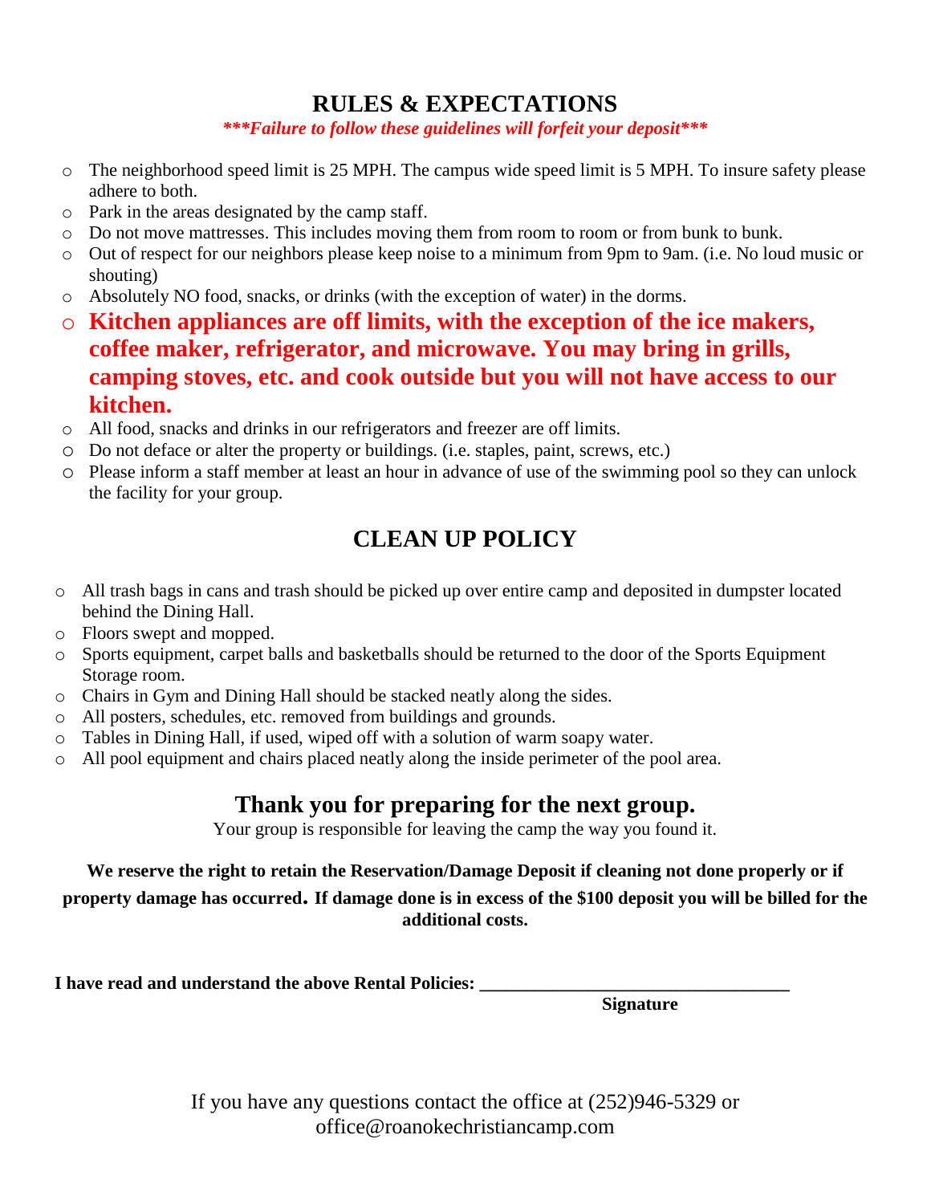## RULES & EXPECTATIONS

***\*\*\*Failure to follow these guidelines will forfeit your deposit\*\*\****

- The neighborhood speed limit is 25 MPH. The campus wide speed limit is 5 MPH. To insure safety please adhere to both.
- Park in the areas designated by the camp staff.
- Do not move mattresses. This includes moving them from room to room or from bunk to bunk.
- Out of respect for our neighbors please keep noise to a minimum from 9pm to 9am. (i.e. No loud music or shouting)
- Absolutely NO food, snacks, or drinks (with the exception of water) in the dorms.
- **Kitchen appliances are off limits, with the exception of the ice makers, coffee maker, refrigerator, and microwave. You may bring in grills, camping stoves, etc. and cook outside but you will not have access to our kitchen.**
- All food, snacks and drinks in our refrigerators and freezer are off limits.
- Do not deface or alter the property or buildings. (i.e. staples, paint, screws, etc.)
- Please inform a staff member at least an hour in advance of use of the swimming pool so they can unlock the facility for your group.

## CLEAN UP POLICY

- All trash bags in cans and trash should be picked up over entire camp and deposited in dumpster located behind the Dining Hall.
- Floors swept and mopped.
- Sports equipment, carpet balls and basketballs should be returned to the door of the Sports Equipment Storage room.
- Chairs in Gym and Dining Hall should be stacked neatly along the sides.
- All posters, schedules, etc. removed from buildings and grounds.
- Tables in Dining Hall, if used, wiped off with a solution of warm soapy water.
- All pool equipment and chairs placed neatly along the inside perimeter of the pool area.

### Thank you for preparing for the next group.

Your group is responsible for leaving the camp the way you found it.

**We reserve the right to retain the Reservation/Damage Deposit if cleaning not done properly or if property damage has occurred. If damage done is in excess of the $100 deposit you will be billed for the additional costs.**

**I have read and understand the above Rental Policies: ___________________________________**
**Signature**

If you have any questions contact the office at (252)946-5329 or office@roanokechristiancamp.com